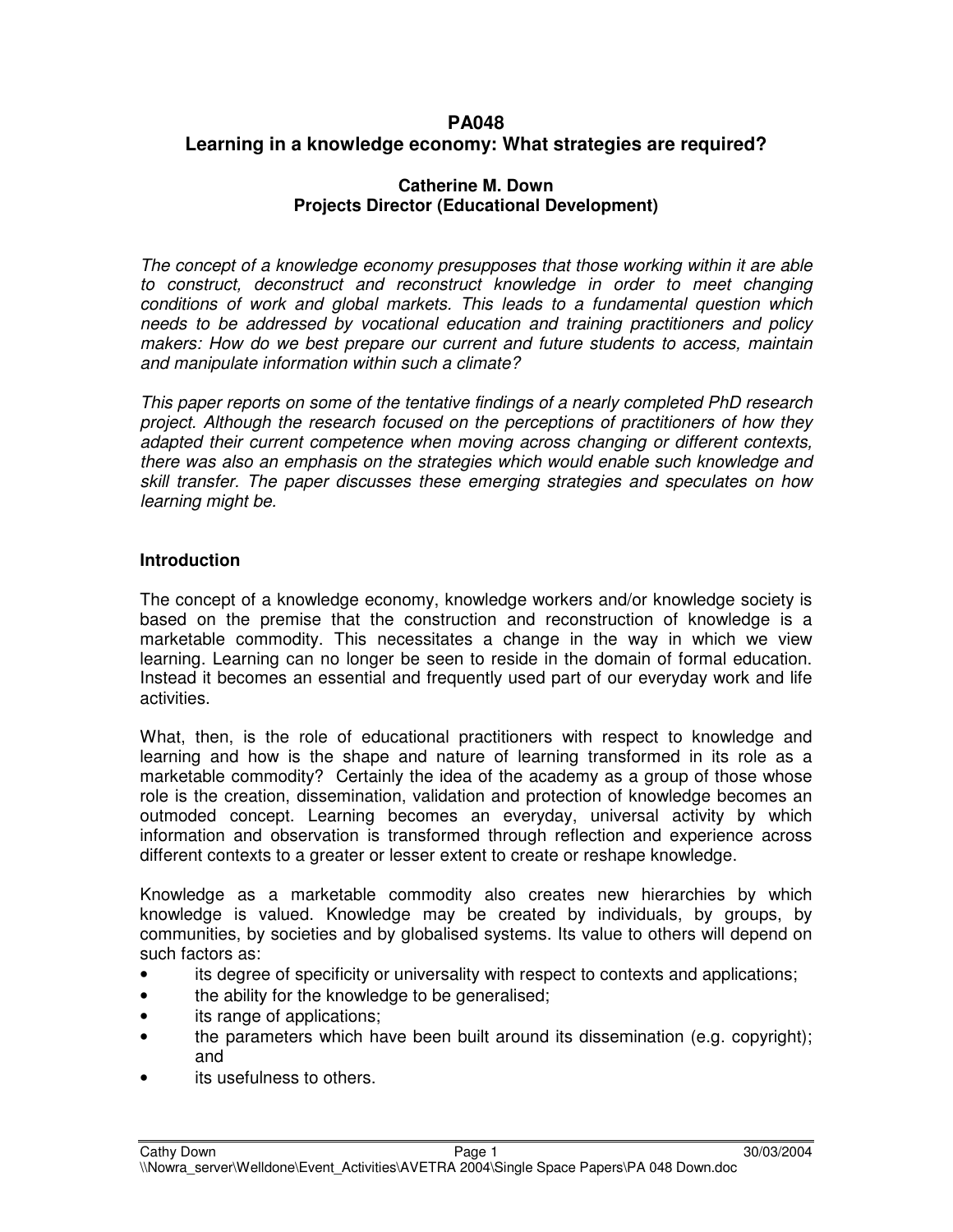# PA048
# Learning in a knowledge economy: What strategies are required?

**Catherine M. Down**
**Projects Director (Educational Development)**

*The concept of a knowledge economy presupposes that those working within it are able to construct, deconstruct and reconstruct knowledge in order to meet changing conditions of work and global markets. This leads to a fundamental question which needs to be addressed by vocational education and training practitioners and policy makers: How do we best prepare our current and future students to access, maintain and manipulate information within such a climate?*

*This paper reports on some of the tentative findings of a nearly completed PhD research project. Although the research focused on the perceptions of practitioners of how they adapted their current competence when moving across changing or different contexts, there was also an emphasis on the strategies which would enable such knowledge and skill transfer. The paper discusses these emerging strategies and speculates on how learning might be.*

## Introduction

The concept of a knowledge economy, knowledge workers and/or knowledge society is based on the premise that the construction and reconstruction of knowledge is a marketable commodity. This necessitates a change in the way in which we view learning. Learning can no longer be seen to reside in the domain of formal education. Instead it becomes an essential and frequently used part of our everyday work and life activities.

What, then, is the role of educational practitioners with respect to knowledge and learning and how is the shape and nature of learning transformed in its role as a marketable commodity? Certainly the idea of the academy as a group of those whose role is the creation, dissemination, validation and protection of knowledge becomes an outmoded concept. Learning becomes an everyday, universal activity by which information and observation is transformed through reflection and experience across different contexts to a greater or lesser extent to create or reshape knowledge.

Knowledge as a marketable commodity also creates new hierarchies by which knowledge is valued. Knowledge may be created by individuals, by groups, by communities, by societies and by globalised systems. Its value to others will depend on such factors as:

- its degree of specificity or universality with respect to contexts and applications;
- the ability for the knowledge to be generalised;
- its range of applications;
- the parameters which have been built around its dissemination (e.g. copyright); and
- its usefulness to others.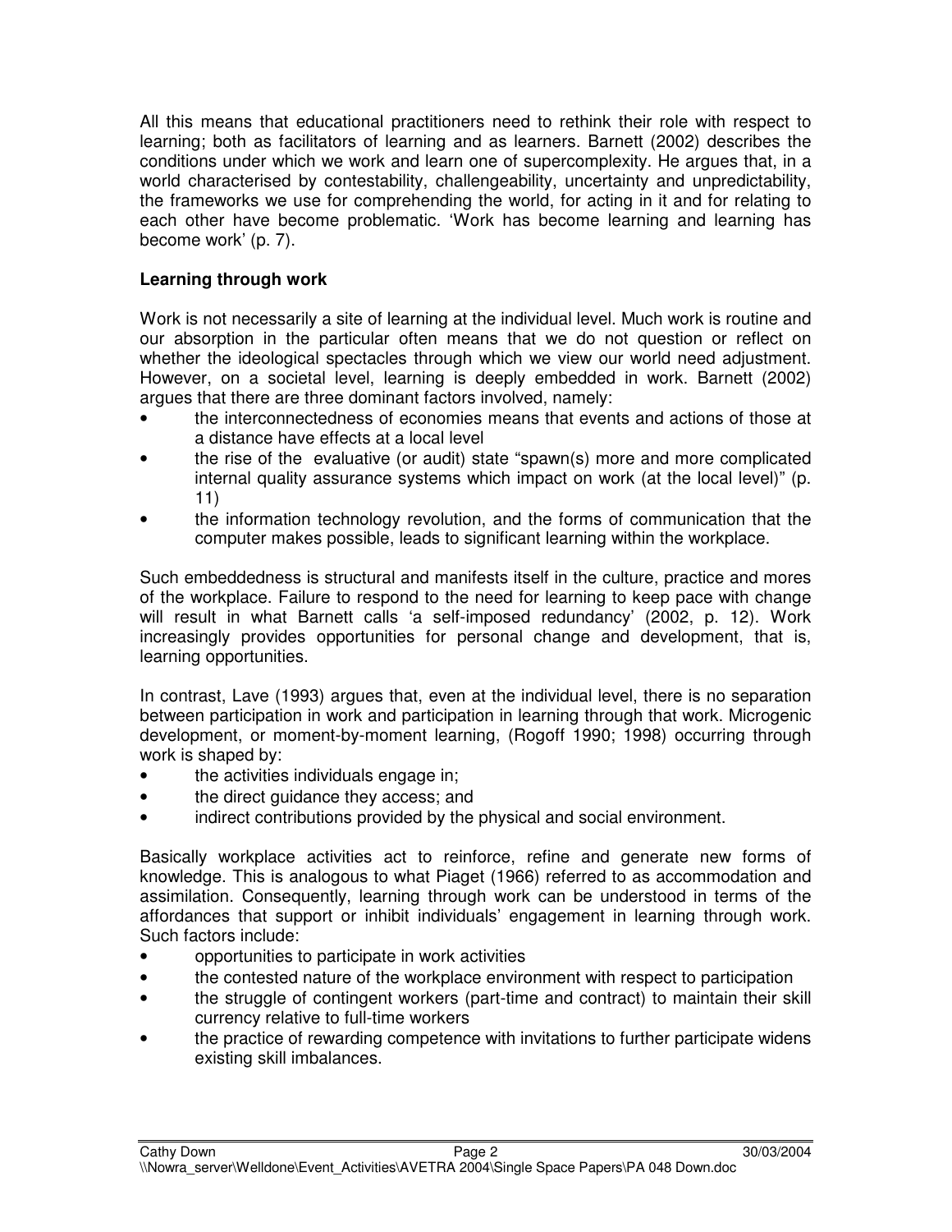All this means that educational practitioners need to rethink their role with respect to learning; both as facilitators of learning and as learners. Barnett (2002) describes the conditions under which we work and learn one of supercomplexity. He argues that, in a world characterised by contestability, challengeability, uncertainty and unpredictability, the frameworks we use for comprehending the world, for acting in it and for relating to each other have become problematic. 'Work has become learning and learning has become work' (p. 7).

**Learning through work**

Work is not necessarily a site of learning at the individual level. Much work is routine and our absorption in the particular often means that we do not question or reflect on whether the ideological spectacles through which we view our world need adjustment. However, on a societal level, learning is deeply embedded in work. Barnett (2002) argues that there are three dominant factors involved, namely:

- the interconnectedness of economies means that events and actions of those at a distance have effects at a local level
- the rise of the evaluative (or audit) state "spawn(s) more and more complicated internal quality assurance systems which impact on work (at the local level)" (p. 11)
- the information technology revolution, and the forms of communication that the computer makes possible, leads to significant learning within the workplace.

Such embeddedness is structural and manifests itself in the culture, practice and mores of the workplace. Failure to respond to the need for learning to keep pace with change will result in what Barnett calls 'a self-imposed redundancy' (2002, p. 12). Work increasingly provides opportunities for personal change and development, that is, learning opportunities.

In contrast, Lave (1993) argues that, even at the individual level, there is no separation between participation in work and participation in learning through that work. Microgenic development, or moment-by-moment learning, (Rogoff 1990; 1998) occurring through work is shaped by:

- the activities individuals engage in;
- the direct guidance they access; and
- indirect contributions provided by the physical and social environment.

Basically workplace activities act to reinforce, refine and generate new forms of knowledge. This is analogous to what Piaget (1966) referred to as accommodation and assimilation. Consequently, learning through work can be understood in terms of the affordances that support or inhibit individuals' engagement in learning through work. Such factors include:

- opportunities to participate in work activities
- the contested nature of the workplace environment with respect to participation
- the struggle of contingent workers (part-time and contract) to maintain their skill currency relative to full-time workers
- the practice of rewarding competence with invitations to further participate widens existing skill imbalances.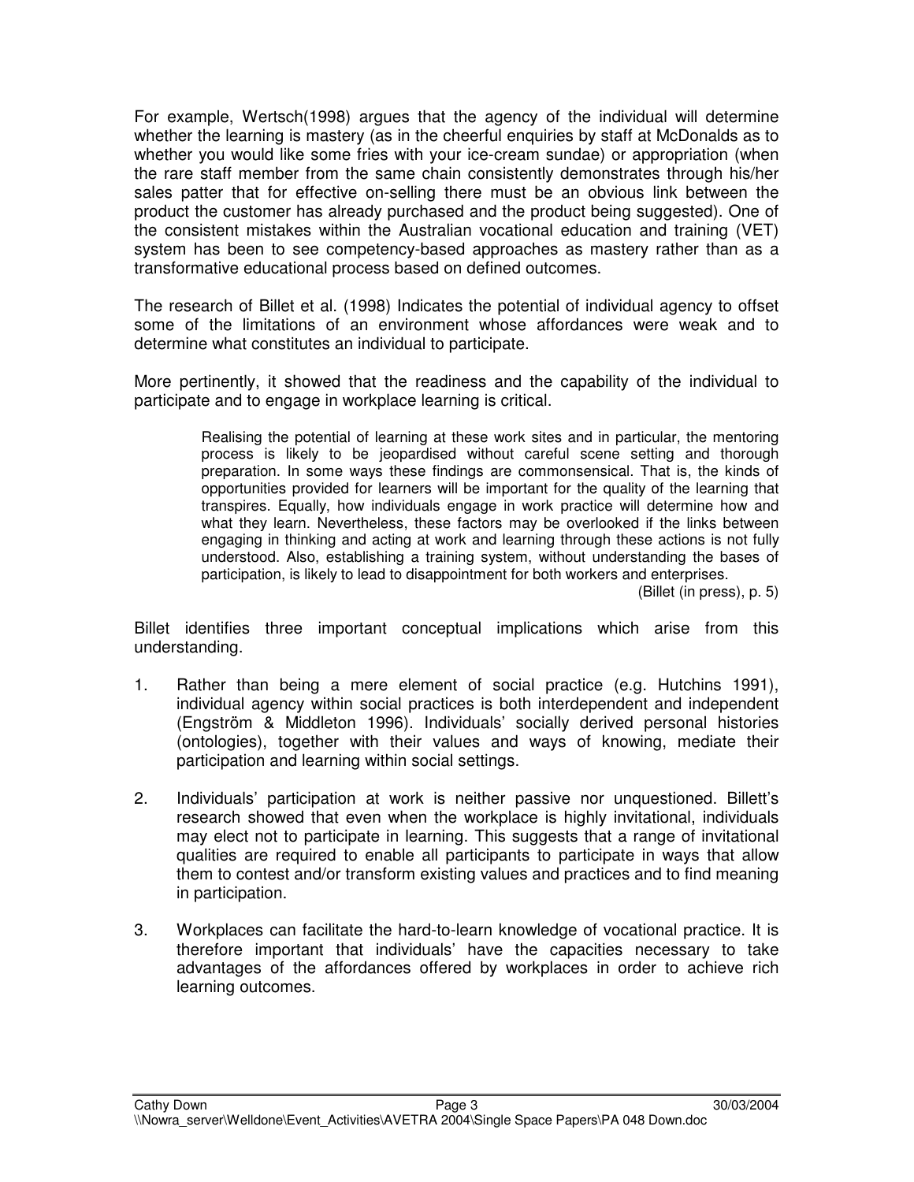For example, Wertsch(1998) argues that the agency of the individual will determine whether the learning is mastery (as in the cheerful enquiries by staff at McDonalds as to whether you would like some fries with your ice-cream sundae) or appropriation (when the rare staff member from the same chain consistently demonstrates through his/her sales patter that for effective on-selling there must be an obvious link between the product the customer has already purchased and the product being suggested). One of the consistent mistakes within the Australian vocational education and training (VET) system has been to see competency-based approaches as mastery rather than as a transformative educational process based on defined outcomes.

The research of Billet et al. (1998) Indicates the potential of individual agency to offset some of the limitations of an environment whose affordances were weak and to determine what constitutes an individual to participate.

More pertinently, it showed that the readiness and the capability of the individual to participate and to engage in workplace learning is critical.

> Realising the potential of learning at these work sites and in particular, the mentoring process is likely to be jeopardised without careful scene setting and thorough preparation. In some ways these findings are commonsensical. That is, the kinds of opportunities provided for learners will be important for the quality of the learning that transpires. Equally, how individuals engage in work practice will determine how and what they learn. Nevertheless, these factors may be overlooked if the links between engaging in thinking and acting at work and learning through these actions is not fully understood. Also, establishing a training system, without understanding the bases of participation, is likely to lead to disappointment for both workers and enterprises.
>
> (Billet (in press), p. 5)

Billet identifies three important conceptual implications which arise from this understanding.

1. Rather than being a mere element of social practice (e.g. Hutchins 1991), individual agency within social practices is both interdependent and independent (Engström & Middleton 1996). Individuals' socially derived personal histories (ontologies), together with their values and ways of knowing, mediate their participation and learning within social settings.

2. Individuals' participation at work is neither passive nor unquestioned. Billett's research showed that even when the workplace is highly invitational, individuals may elect not to participate in learning. This suggests that a range of invitational qualities are required to enable all participants to participate in ways that allow them to contest and/or transform existing values and practices and to find meaning in participation.

3. Workplaces can facilitate the hard-to-learn knowledge of vocational practice. It is therefore important that individuals' have the capacities necessary to take advantages of the affordances offered by workplaces in order to achieve rich learning outcomes.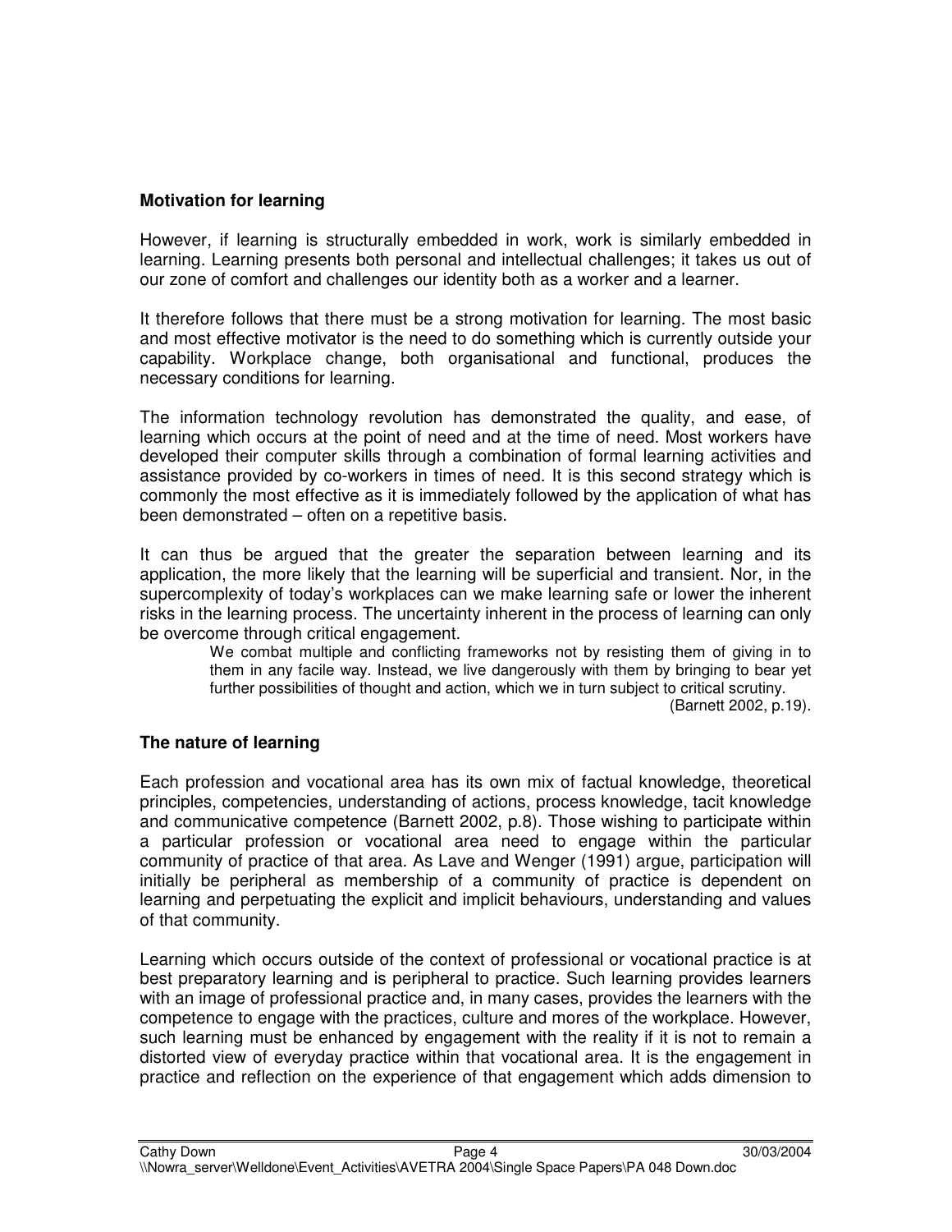## Motivation for learning

However, if learning is structurally embedded in work, work is similarly embedded in learning. Learning presents both personal and intellectual challenges; it takes us out of our zone of comfort and challenges our identity both as a worker and a learner.

It therefore follows that there must be a strong motivation for learning. The most basic and most effective motivator is the need to do something which is currently outside your capability. Workplace change, both organisational and functional, produces the necessary conditions for learning.

The information technology revolution has demonstrated the quality, and ease, of learning which occurs at the point of need and at the time of need. Most workers have developed their computer skills through a combination of formal learning activities and assistance provided by co-workers in times of need. It is this second strategy which is commonly the most effective as it is immediately followed by the application of what has been demonstrated – often on a repetitive basis.

It can thus be argued that the greater the separation between learning and its application, the more likely that the learning will be superficial and transient. Nor, in the supercomplexity of today's workplaces can we make learning safe or lower the inherent risks in the learning process. The uncertainty inherent in the process of learning can only be overcome through critical engagement.

> We combat multiple and conflicting frameworks not by resisting them of giving in to them in any facile way. Instead, we live dangerously with them by bringing to bear yet further possibilities of thought and action, which we in turn subject to critical scrutiny.
>
> (Barnett 2002, p.19).

## The nature of learning

Each profession and vocational area has its own mix of factual knowledge, theoretical principles, competencies, understanding of actions, process knowledge, tacit knowledge and communicative competence (Barnett 2002, p.8). Those wishing to participate within a particular profession or vocational area need to engage within the particular community of practice of that area. As Lave and Wenger (1991) argue, participation will initially be peripheral as membership of a community of practice is dependent on learning and perpetuating the explicit and implicit behaviours, understanding and values of that community.

Learning which occurs outside of the context of professional or vocational practice is at best preparatory learning and is peripheral to practice. Such learning provides learners with an image of professional practice and, in many cases, provides the learners with the competence to engage with the practices, culture and mores of the workplace. However, such learning must be enhanced by engagement with the reality if it is not to remain a distorted view of everyday practice within that vocational area. It is the engagement in practice and reflection on the experience of that engagement which adds dimension to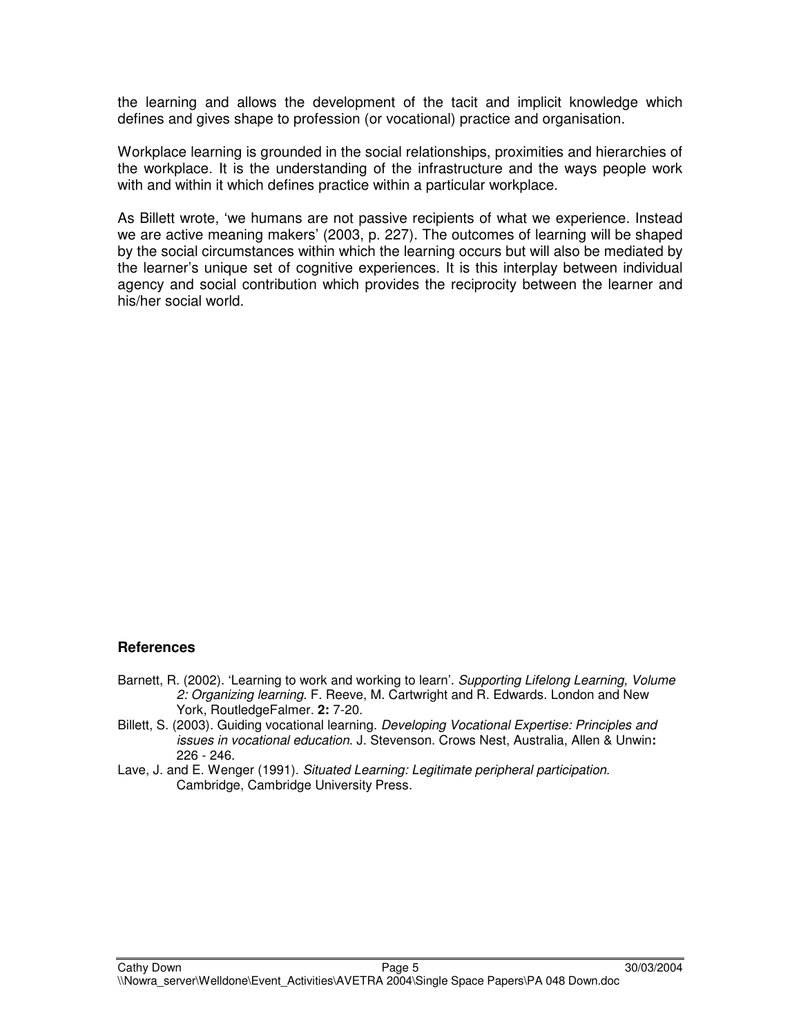the learning and allows the development of the tacit and implicit knowledge which defines and gives shape to profession (or vocational) practice and organisation.

Workplace learning is grounded in the social relationships, proximities and hierarchies of the workplace. It is the understanding of the infrastructure and the ways people work with and within it which defines practice within a particular workplace.

As Billett wrote, 'we humans are not passive recipients of what we experience. Instead we are active meaning makers' (2003, p. 227). The outcomes of learning will be shaped by the social circumstances within which the learning occurs but will also be mediated by the learner's unique set of cognitive experiences. It is this interplay between individual agency and social contribution which provides the reciprocity between the learner and his/her social world.

### References

Barnett, R. (2002). 'Learning to work and working to learn'. *Supporting Lifelong Learning, Volume 2: Organizing learning*. F. Reeve, M. Cartwright and R. Edwards. London and New York, RoutledgeFalmer. **2:** 7-20.

Billett, S. (2003). Guiding vocational learning. *Developing Vocational Expertise: Principles and issues in vocational education*. J. Stevenson. Crows Nest, Australia, Allen & Unwin**:** 226 - 246.

Lave, J. and E. Wenger (1991). *Situated Learning: Legitimate peripheral participation*. Cambridge, Cambridge University Press.